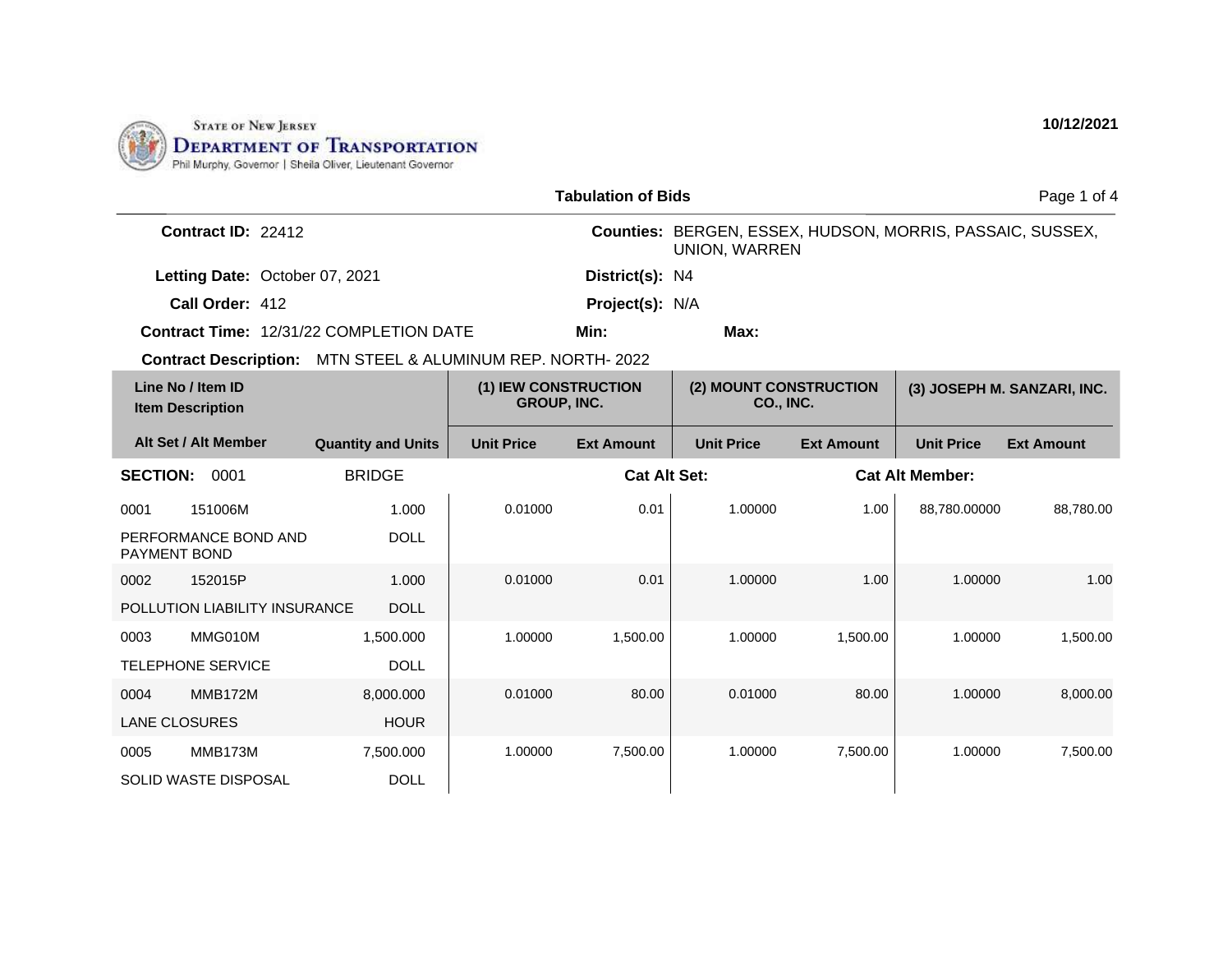STATE OF NEW JERSEY
DEPARTMENT OF TRANSPORTATION
Phil Murphy, Governor | Sheila Oliver, Lieutenant Governor

10/12/2021

# Tabulation of Bids

**Contract ID:** 22412

**Counties:** BERGEN, ESSEX, HUDSON, MORRIS, PASSAIC, SUSSEX, UNION, WARREN

**Letting Date:** October 07, 2021

**District(s):** N4

**Call Order:** 412

**Project(s):** N/A

**Contract Time:** 12/31/22 COMPLETION DATE

**Min:**

**Max:**

**Contract Description:** MTN STEEL & ALUMINUM REP. NORTH- 2022

| Line No / Item ID<br>Item Description | | (1) IEW CONSTRUCTION GROUP, INC. | | (2) MOUNT CONSTRUCTION CO., INC. | | (3) JOSEPH M. SANZARI, INC. | |
|---|---|---|---|---|---|---|---|
| **Alt Set / Alt Member** | **Quantity and Units** | **Unit Price** | **Ext Amount** | **Unit Price** | **Ext Amount** | **Unit Price** | **Ext Amount** |
| **SECTION: 0001** | BRIDGE | | **Cat Alt Set:** | | **Cat Alt Member:** | | |
| 0001 151006M<br>PERFORMANCE BOND AND PAYMENT BOND | 1.000<br>DOLL | 0.01000 | 0.01 | 1.00000 | 1.00 | 88,780.00000 | 88,780.00 |
| 0002 152015P<br>POLLUTION LIABILITY INSURANCE | 1.000<br>DOLL | 0.01000 | 0.01 | 1.00000 | 1.00 | 1.00000 | 1.00 |
| 0003 MMG010M<br>TELEPHONE SERVICE | 1,500.000<br>DOLL | 1.00000 | 1,500.00 | 1.00000 | 1,500.00 | 1.00000 | 1,500.00 |
| 0004 MMB172M<br>LANE CLOSURES | 8,000.000<br>HOUR | 0.01000 | 80.00 | 0.01000 | 80.00 | 1.00000 | 8,000.00 |
| 0005 MMB173M<br>SOLID WASTE DISPOSAL | 7,500.000<br>DOLL | 1.00000 | 7,500.00 | 1.00000 | 7,500.00 | 1.00000 | 7,500.00 |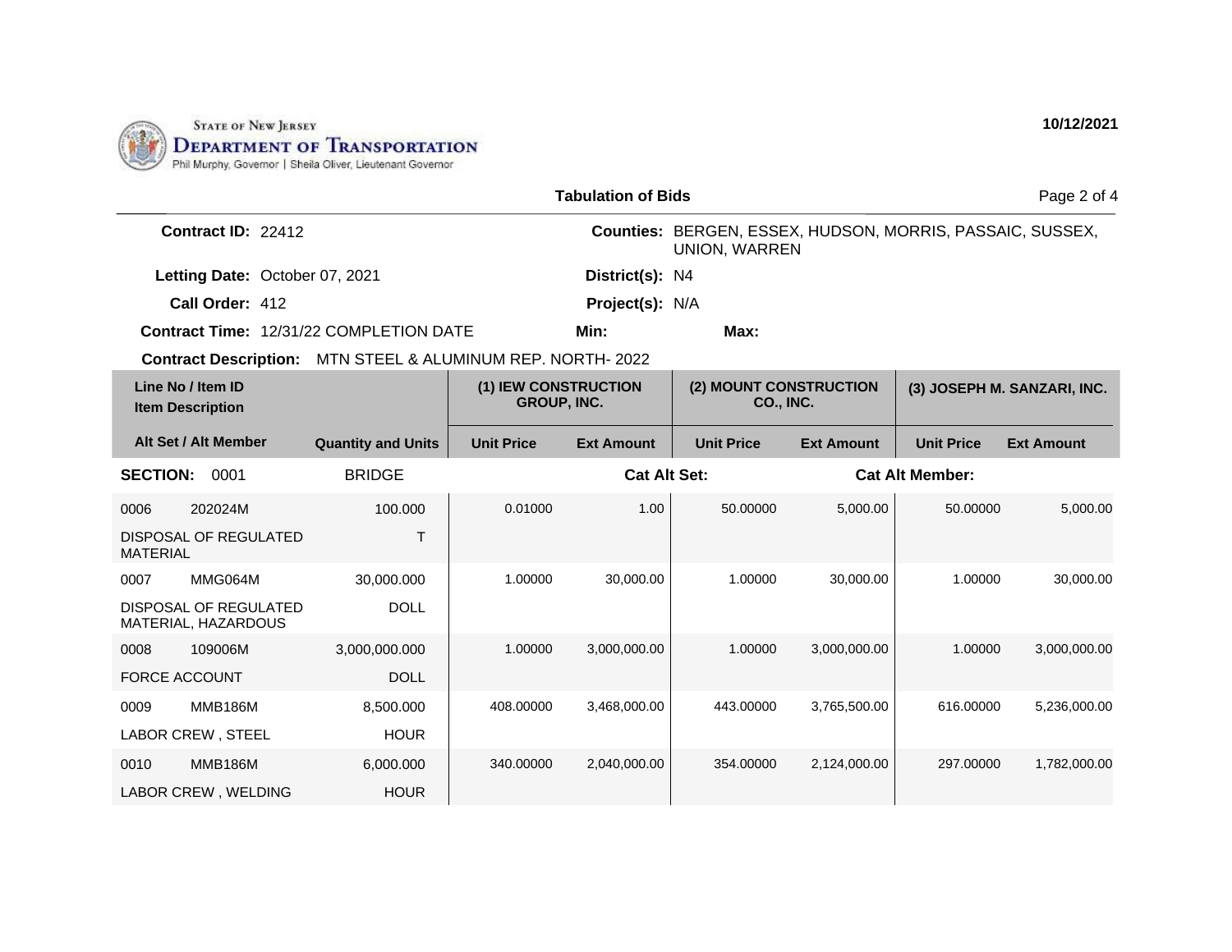STATE OF NEW JERSEY
DEPARTMENT OF TRANSPORTATION
Phil Murphy, Governor | Sheila Oliver, Lieutenant Governor

10/12/2021

## Tabulation of Bids

**Contract ID:** 22412

**Counties:** BERGEN, ESSEX, HUDSON, MORRIS, PASSAIC, SUSSEX, UNION, WARREN

**Letting Date:** October 07, 2021

**District(s):** N4

**Call Order:** 412

**Project(s):** N/A

**Contract Time:** 12/31/22 COMPLETION DATE

**Min:**

**Max:**

**Contract Description:** MTN STEEL & ALUMINUM REP. NORTH- 2022

| Line No / Item ID<br>Item Description | | | (1) IEW CONSTRUCTION GROUP, INC. | | (2) MOUNT CONSTRUCTION CO., INC. | | (3) JOSEPH M. SANZARI, INC. | |
|---|---|---|---|---|---|---|---|---|
| Alt Set / Alt Member | | Quantity and Units | Unit Price | Ext Amount | Unit Price | Ext Amount | Unit Price | Ext Amount |
| **SECTION:** 0001 | | BRIDGE | | **Cat Alt Set:** | | **Cat Alt Member:** | | |
| 0006 | 202024M | 100.000 | 0.01000 | 1.00 | 50.00000 | 5,000.00 | 50.00000 | 5,000.00 |
| DISPOSAL OF REGULATED MATERIAL | | T | | | | | | |
| 0007 | MMG064M | 30,000.000 | 1.00000 | 30,000.00 | 1.00000 | 30,000.00 | 1.00000 | 30,000.00 |
| DISPOSAL OF REGULATED MATERIAL, HAZARDOUS | | DOLL | | | | | | |
| 0008 | 109006M | 3,000,000.000 | 1.00000 | 3,000,000.00 | 1.00000 | 3,000,000.00 | 1.00000 | 3,000,000.00 |
| FORCE ACCOUNT | | DOLL | | | | | | |
| 0009 | MMB186M | 8,500.000 | 408.00000 | 3,468,000.00 | 443.00000 | 3,765,500.00 | 616.00000 | 5,236,000.00 |
| LABOR CREW , STEEL | | HOUR | | | | | | |
| 0010 | MMB186M | 6,000.000 | 340.00000 | 2,040,000.00 | 354.00000 | 2,124,000.00 | 297.00000 | 1,782,000.00 |
| LABOR CREW , WELDING | | HOUR | | | | | | |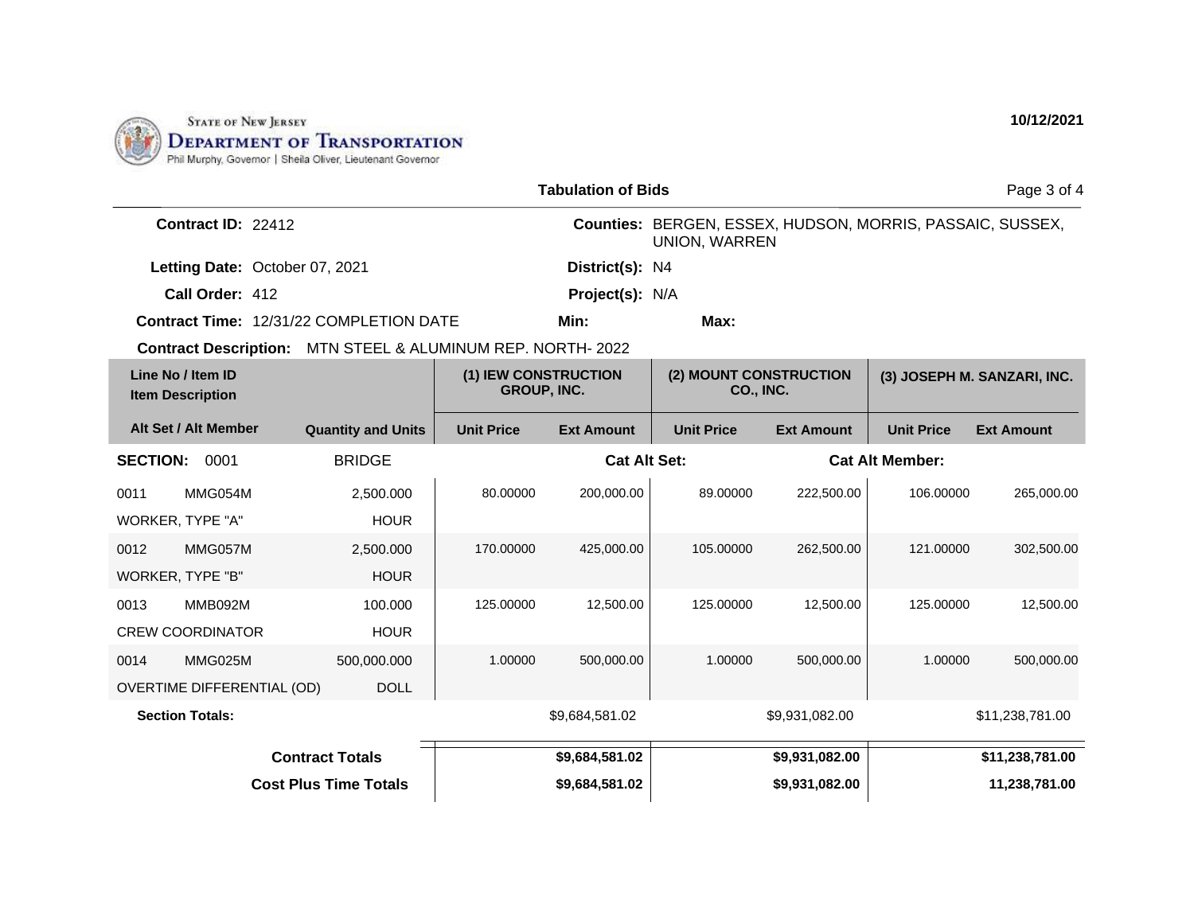STATE OF NEW JERSEY
DEPARTMENT OF TRANSPORTATION
Phil Murphy, Governor | Sheila Oliver, Lieutenant Governor

10/12/2021

## Tabulation of Bids

**Contract ID:** 22412

**Counties:** BERGEN, ESSEX, HUDSON, MORRIS, PASSAIC, SUSSEX, UNION, WARREN

**Letting Date:** October 07, 2021

**District(s):** N4

**Call Order:** 412

**Project(s):** N/A

**Contract Time:** 12/31/22 COMPLETION DATE

**Min:**

**Max:**

**Contract Description:** MTN STEEL & ALUMINUM REP. NORTH- 2022

| Line No / Item ID / Item Description | | Quantity and Units | (1) IEW CONSTRUCTION GROUP, INC. | | (2) MOUNT CONSTRUCTION CO., INC. | | (3) JOSEPH M. SANZARI, INC. | |
|---|---|---|---|---|---|---|---|---|
| Alt Set / Alt Member | | | Unit Price | Ext Amount | Unit Price | Ext Amount | Unit Price | Ext Amount |
| **SECTION:** 0001 | | BRIDGE | | **Cat Alt Set:** | | **Cat Alt Member:** | | |
| 0011 | MMG054M | 2,500.000 | 80.00000 | 200,000.00 | 89.00000 | 222,500.00 | 106.00000 | 265,000.00 |
| WORKER, TYPE "A" | | HOUR | | | | | | |
| 0012 | MMG057M | 2,500.000 | 170.00000 | 425,000.00 | 105.00000 | 262,500.00 | 121.00000 | 302,500.00 |
| WORKER, TYPE "B" | | HOUR | | | | | | |
| 0013 | MMB092M | 100.000 | 125.00000 | 12,500.00 | 125.00000 | 12,500.00 | 125.00000 | 12,500.00 |
| CREW COORDINATOR | | HOUR | | | | | | |
| 0014 | MMG025M | 500,000.000 | 1.00000 | 500,000.00 | 1.00000 | 500,000.00 | 1.00000 | 500,000.00 |
| OVERTIME DIFFERENTIAL (OD) | | DOLL | | | | | | |
| **Section Totals:** | | | | $9,684,581.02 | | $9,931,082.00 | | $11,238,781.00 |
| **Contract Totals** | | | | **$9,684,581.02** | | **$9,931,082.00** | | **$11,238,781.00** |
| **Cost Plus Time Totals** | | | | **$9,684,581.02** | | **$9,931,082.00** | | **11,238,781.00** |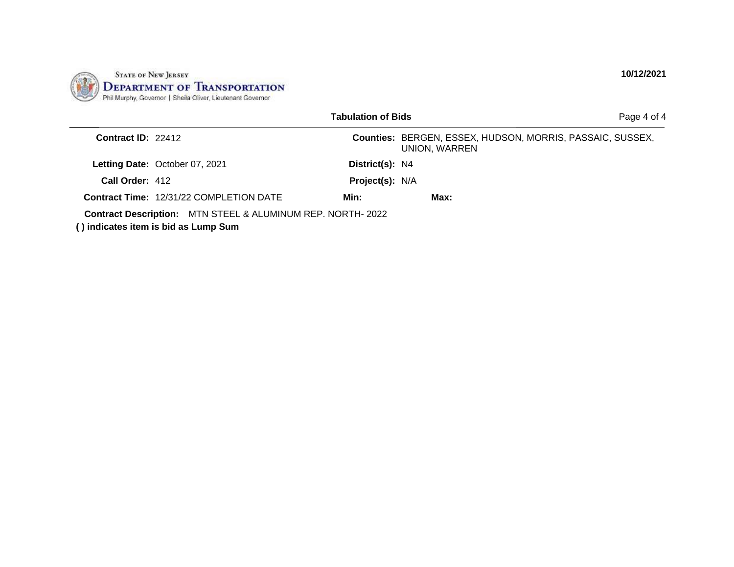STATE OF NEW JERSEY
DEPARTMENT OF TRANSPORTATION
Phil Murphy, Governor | Sheila Oliver, Lieutenant Governor

10/12/2021

## Tabulation of Bids

**Contract ID:** 22412

**Counties:** BERGEN, ESSEX, HUDSON, MORRIS, PASSAIC, SUSSEX, UNION, WARREN

**Letting Date:** October 07, 2021

**District(s):** N4

**Call Order:** 412

**Project(s):** N/A

**Contract Time:** 12/31/22 COMPLETION DATE

**Min:**

**Max:**

**Contract Description:** MTN STEEL & ALUMINUM REP. NORTH- 2022

**( ) indicates item is bid as Lump Sum**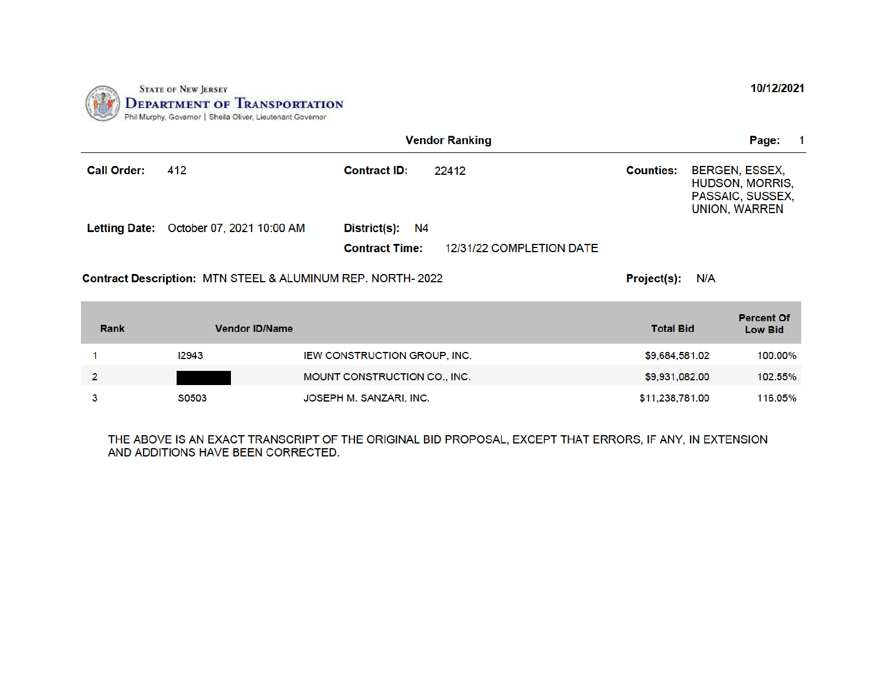State of New Jersey
**Department of Transportation**
Phil Murphy, Governor | Sheila Oliver, Lieutenant Governor

10/12/2021

## Vendor Ranking

**Call Order:** 412

**Contract ID:** 22412

**Counties:** BERGEN, ESSEX, HUDSON, MORRIS, PASSAIC, SUSSEX, UNION, WARREN

**Letting Date:** October 07, 2021 10:00 AM

**District(s):** N4

**Contract Time:** 12/31/22 COMPLETION DATE

**Contract Description:** MTN STEEL & ALUMINUM REP. NORTH- 2022

**Project(s):** N/A

| Rank | Vendor ID | Name | Total Bid | Percent Of Low Bid |
|---|---|---|---|---|
| 1 | I2943 | IEW CONSTRUCTION GROUP, INC. | $9,684,581.02 | 100.00% |
| 2 | [REDACTED] | MOUNT CONSTRUCTION CO., INC. | $9,931,082.00 | 102.55% |
| 3 | S0503 | JOSEPH M. SANZARI, INC. | $11,238,781.00 | 116.05% |

THE ABOVE IS AN EXACT TRANSCRIPT OF THE ORIGINAL BID PROPOSAL, EXCEPT THAT ERRORS, IF ANY, IN EXTENSION AND ADDITIONS HAVE BEEN CORRECTED.